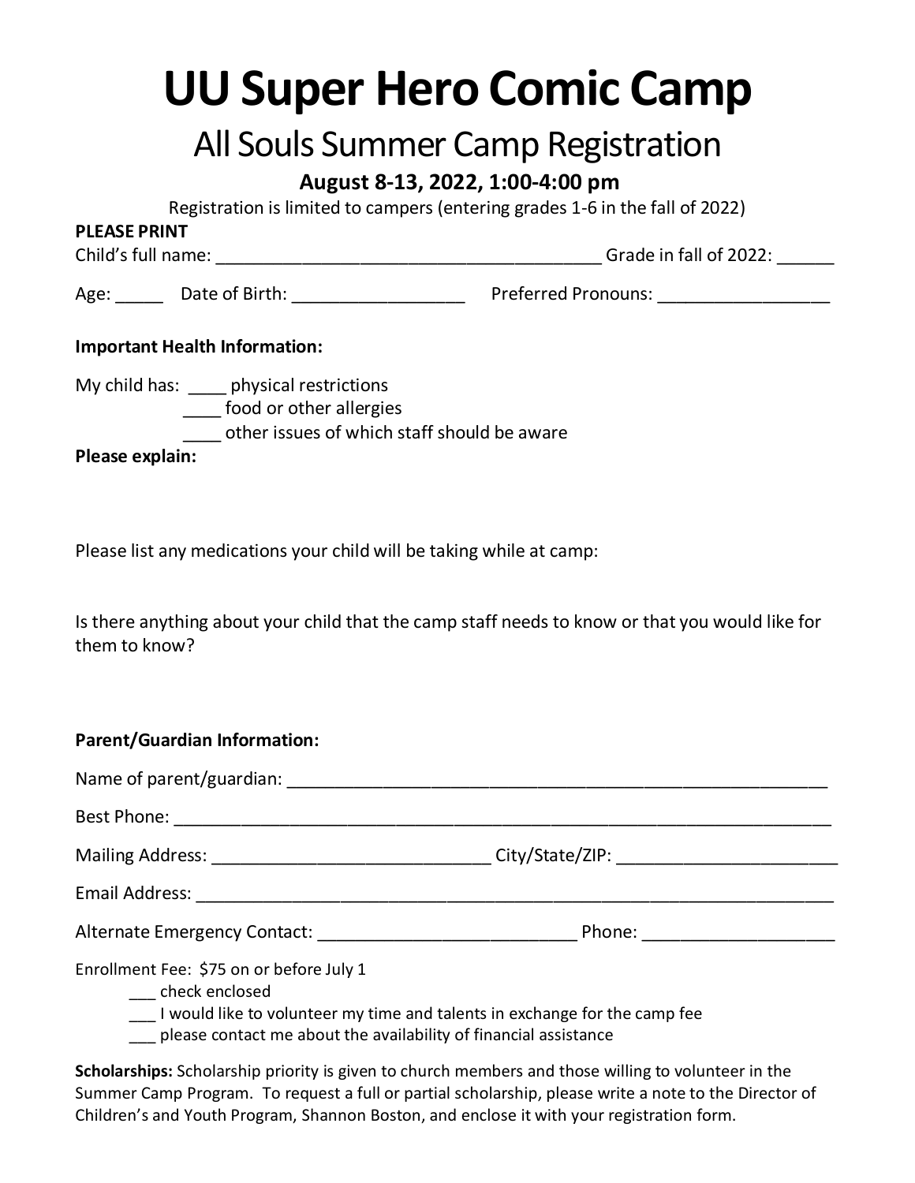# UU Super Hero Comic Camp

## All Souls Summer Camp Registration

### August 8-13, 2022, 1:00-4:00 pm

Registration is limited to campers (entering grades 1-6 in the fall of 2022)

**PLEASE PRINT**

Child's full name: ______________________________________ Grade in fall of 2022: ______

Age: _____ Date of Birth: _________________ Preferred Pronouns: _________________

**Important Health Information:**

My child has: ____ physical restrictions
____ food or other allergies
____ other issues of which staff should be aware

**Please explain:**

Please list any medications your child will be taking while at camp:

Is there anything about your child that the camp staff needs to know or that you would like for them to know?

**Parent/Guardian Information:**

Name of parent/guardian: _______________________________________________________

Best Phone: ______________________________________________________________

Mailing Address: ___________________________ City/State/ZIP: ______________________

Email Address: _____________________________________________________________

Alternate Emergency Contact: _________________________ Phone: ___________________

Enrollment Fee: $75 on or before July 1

___ check enclosed
___ I would like to volunteer my time and talents in exchange for the camp fee
___ please contact me about the availability of financial assistance

**Scholarships:** Scholarship priority is given to church members and those willing to volunteer in the Summer Camp Program. To request a full or partial scholarship, please write a note to the Director of Children's and Youth Program, Shannon Boston, and enclose it with your registration form.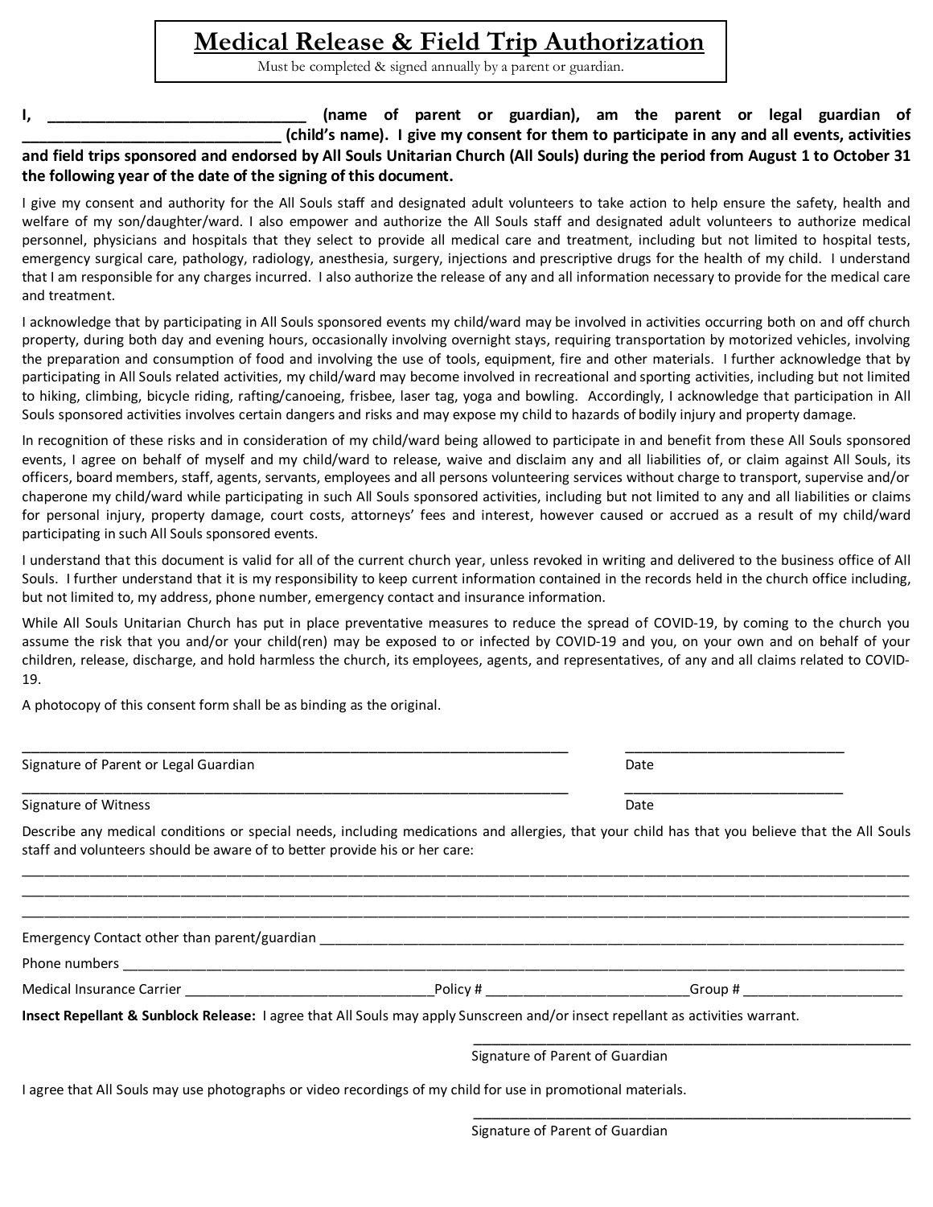# Medical Release & Field Trip Authorization

Must be completed & signed annually by a parent or guardian.

**I, ______________________________ (name of parent or guardian), am the parent or legal guardian of ______________________________ (child's name). I give my consent for them to participate in any and all events, activities and field trips sponsored and endorsed by All Souls Unitarian Church (All Souls) during the period from August 1 to October 31 the following year of the date of the signing of this document.**

I give my consent and authority for the All Souls staff and designated adult volunteers to take action to help ensure the safety, health and welfare of my son/daughter/ward. I also empower and authorize the All Souls staff and designated adult volunteers to authorize medical personnel, physicians and hospitals that they select to provide all medical care and treatment, including but not limited to hospital tests, emergency surgical care, pathology, radiology, anesthesia, surgery, injections and prescriptive drugs for the health of my child. I understand that I am responsible for any charges incurred. I also authorize the release of any and all information necessary to provide for the medical care and treatment.

I acknowledge that by participating in All Souls sponsored events my child/ward may be involved in activities occurring both on and off church property, during both day and evening hours, occasionally involving overnight stays, requiring transportation by motorized vehicles, involving the preparation and consumption of food and involving the use of tools, equipment, fire and other materials. I further acknowledge that by participating in All Souls related activities, my child/ward may become involved in recreational and sporting activities, including but not limited to hiking, climbing, bicycle riding, rafting/canoeing, frisbee, laser tag, yoga and bowling. Accordingly, I acknowledge that participation in All Souls sponsored activities involves certain dangers and risks and may expose my child to hazards of bodily injury and property damage.

In recognition of these risks and in consideration of my child/ward being allowed to participate in and benefit from these All Souls sponsored events, I agree on behalf of myself and my child/ward to release, waive and disclaim any and all liabilities of, or claim against All Souls, its officers, board members, staff, agents, servants, employees and all persons volunteering services without charge to transport, supervise and/or chaperone my child/ward while participating in such All Souls sponsored activities, including but not limited to any and all liabilities or claims for personal injury, property damage, court costs, attorneys' fees and interest, however caused or accrued as a result of my child/ward participating in such All Souls sponsored events.

I understand that this document is valid for all of the current church year, unless revoked in writing and delivered to the business office of All Souls. I further understand that it is my responsibility to keep current information contained in the records held in the church office including, but not limited to, my address, phone number, emergency contact and insurance information.

While All Souls Unitarian Church has put in place preventative measures to reduce the spread of COVID-19, by coming to the church you assume the risk that you and/or your child(ren) may be exposed to or infected by COVID-19 and you, on your own and on behalf of your children, release, discharge, and hold harmless the church, its employees, agents, and representatives, of any and all claims related to COVID-19.

A photocopy of this consent form shall be as binding as the original.

______________________________________________________________________ ___________________________

Signature of Parent or Legal Guardian Date

______________________________________________________________________ ___________________________

Signature of Witness Date

Describe any medical conditions or special needs, including medications and allergies, that your child has that you believe that the All Souls staff and volunteers should be aware of to better provide his or her care:

______________________________________________________________________________________________________

______________________________________________________________________________________________________

______________________________________________________________________________________________________

Emergency Contact other than parent/guardian ______________________________________________________________

Phone numbers _____________________________________________________________________________________

Medical Insurance Carrier ________________________________Policy # __________________________Group # _____________________

**Insect Repellant & Sunblock Release:** I agree that All Souls may apply Sunscreen and/or insect repellant as activities warrant.

___________________________________________________________

Signature of Parent of Guardian

I agree that All Souls may use photographs or video recordings of my child for use in promotional materials.

___________________________________________________________

Signature of Parent of Guardian